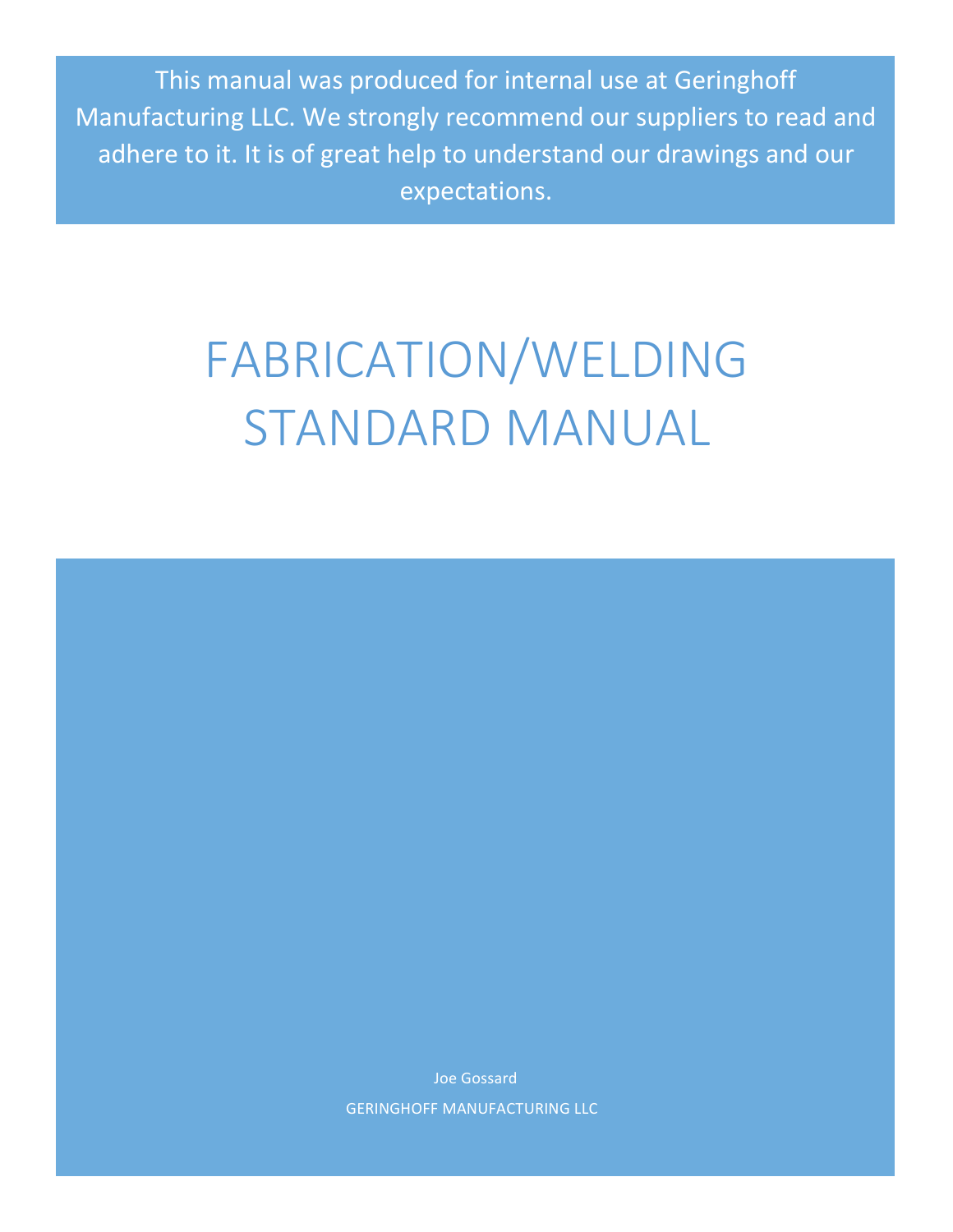This manual was produced for internal use at Geringhoff Manufacturing LLC. We strongly recommend our suppliers to read and adhere to it. It is of great help to understand our drawings and our expectations.

# FABRICATION/WELDING STANDARD MANUAL

Joe Gossard

GERINGHOFF MANUFACTURING LLC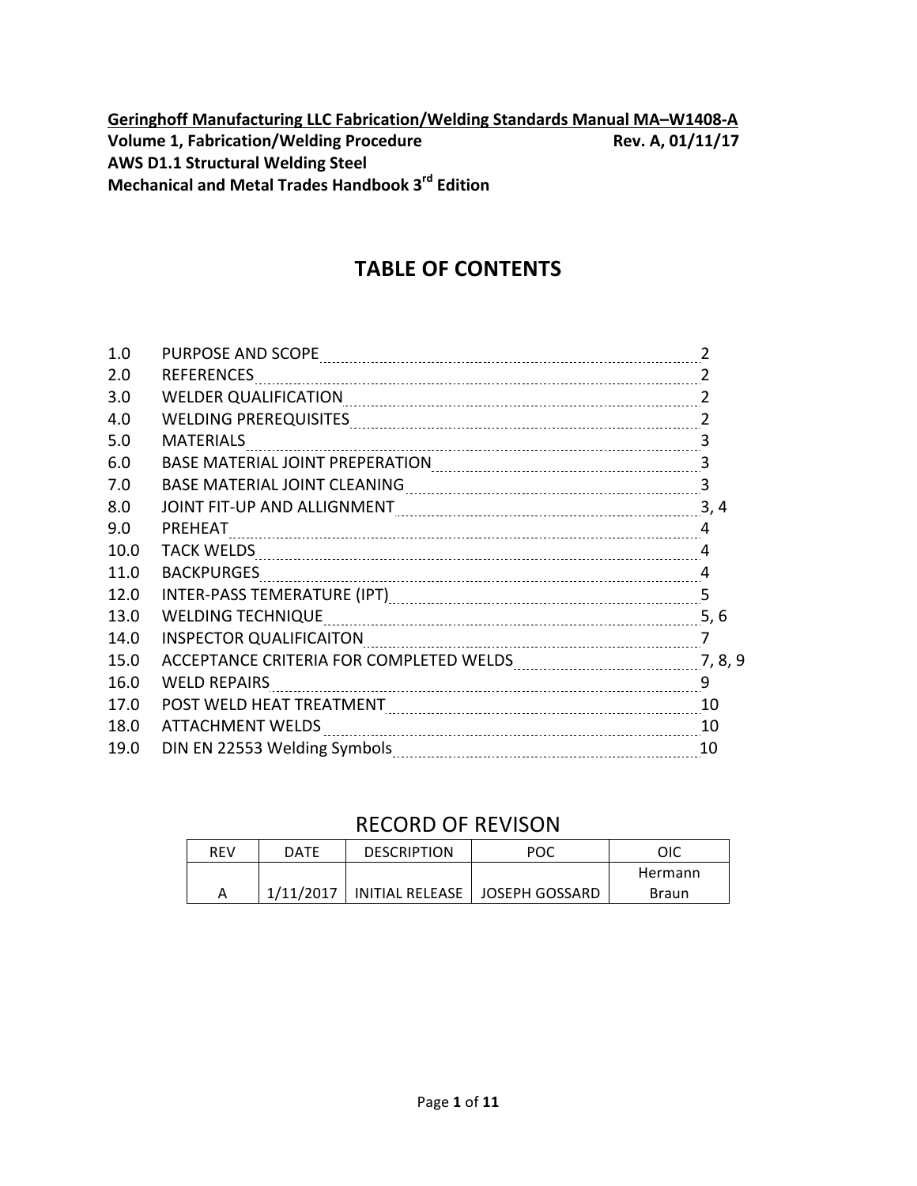**Geringhoff Manufacturing LLC Fabrication/Welding Standards Manual MA–W1408-A**
**Volume 1, Fabrication/Welding Procedure** **Rev. A, 01/11/17**
**AWS D1.1 Structural Welding Steel**
**Mechanical and Metal Trades Handbook 3rd Edition**

# TABLE OF CONTENTS

| | | |
|---|---|---|
| 1.0 | PURPOSE AND SCOPE | 2 |
| 2.0 | REFERENCES | 2 |
| 3.0 | WELDER QUALIFICATION | 2 |
| 4.0 | WELDING PREREQUISITES | 2 |
| 5.0 | MATERIALS | 3 |
| 6.0 | BASE MATERIAL JOINT PREPERATION | 3 |
| 7.0 | BASE MATERIAL JOINT CLEANING | 3 |
| 8.0 | JOINT FIT-UP AND ALLIGNMENT | 3, 4 |
| 9.0 | PREHEAT | 4 |
| 10.0 | TACK WELDS | 4 |
| 11.0 | BACKPURGES | 4 |
| 12.0 | INTER-PASS TEMERATURE (IPT) | 5 |
| 13.0 | WELDING TECHNIQUE | 5, 6 |
| 14.0 | INSPECTOR QUALIFICAITON | 7 |
| 15.0 | ACCEPTANCE CRITERIA FOR COMPLETED WELDS | 7, 8, 9 |
| 16.0 | WELD REPAIRS | 9 |
| 17.0 | POST WELD HEAT TREATMENT | 10 |
| 18.0 | ATTACHMENT WELDS | 10 |
| 19.0 | DIN EN 22553 Welding Symbols | 10 |

## RECORD OF REVISON

| REV | DATE | DESCRIPTION | POC | OIC |
|---|---|---|---|---|
| A | 1/11/2017 | INITIAL RELEASE | JOSEPH GOSSARD | Hermann Braun |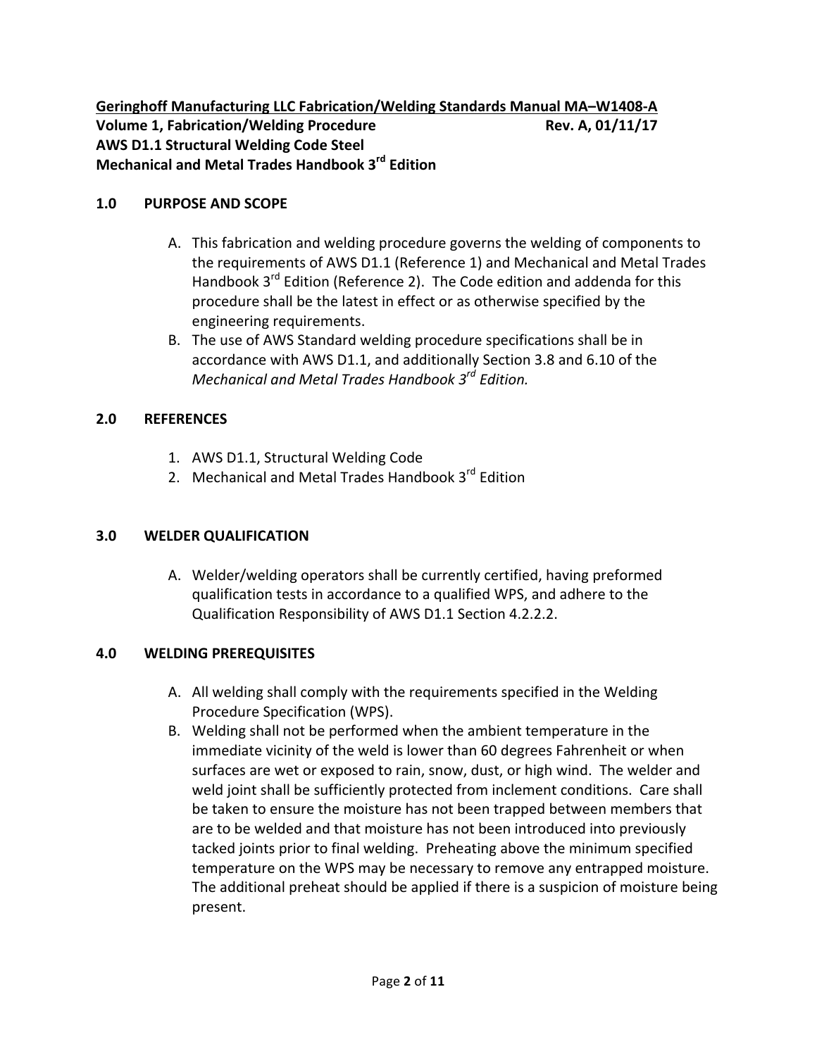**<u>Geringhoff Manufacturing LLC Fabrication/Welding Standards Manual MA–W1408-A</u>**
**Volume 1, Fabrication/Welding Procedure Rev. A, 01/11/17**
**AWS D1.1 Structural Welding Code Steel**
**Mechanical and Metal Trades Handbook 3rd Edition**

## 1.0 PURPOSE AND SCOPE

A. This fabrication and welding procedure governs the welding of components to the requirements of AWS D1.1 (Reference 1) and Mechanical and Metal Trades Handbook 3rd Edition (Reference 2). The Code edition and addenda for this procedure shall be the latest in effect or as otherwise specified by the engineering requirements.
B. The use of AWS Standard welding procedure specifications shall be in accordance with AWS D1.1, and additionally Section 3.8 and 6.10 of the *Mechanical and Metal Trades Handbook 3rd Edition.*

## 2.0 REFERENCES

1. AWS D1.1, Structural Welding Code
2. Mechanical and Metal Trades Handbook 3rd Edition

## 3.0 WELDER QUALIFICATION

A. Welder/welding operators shall be currently certified, having preformed qualification tests in accordance to a qualified WPS, and adhere to the Qualification Responsibility of AWS D1.1 Section 4.2.2.2.

## 4.0 WELDING PREREQUISITES

A. All welding shall comply with the requirements specified in the Welding Procedure Specification (WPS).
B. Welding shall not be performed when the ambient temperature in the immediate vicinity of the weld is lower than 60 degrees Fahrenheit or when surfaces are wet or exposed to rain, snow, dust, or high wind. The welder and weld joint shall be sufficiently protected from inclement conditions. Care shall be taken to ensure the moisture has not been trapped between members that are to be welded and that moisture has not been introduced into previously tacked joints prior to final welding. Preheating above the minimum specified temperature on the WPS may be necessary to remove any entrapped moisture. The additional preheat should be applied if there is a suspicion of moisture being present.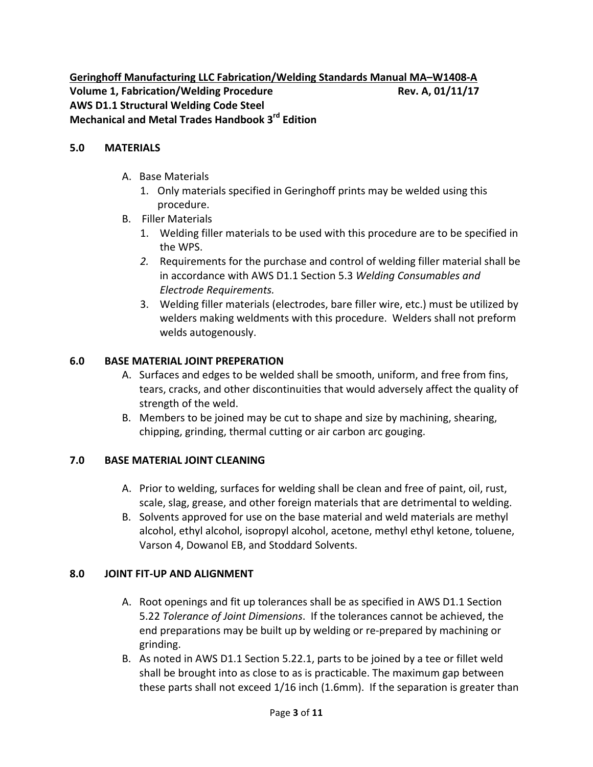**Geringhoff Manufacturing LLC Fabrication/Welding Standards Manual MA–W1408-A**
**Volume 1, Fabrication/Welding Procedure** **Rev. A, 01/11/17**
**AWS D1.1 Structural Welding Code Steel**
**Mechanical and Metal Trades Handbook 3rd Edition**

## 5.0 MATERIALS

A. Base Materials
   1. Only materials specified in Geringhoff prints may be welded using this procedure.

B. Filler Materials
   1. Welding filler materials to be used with this procedure are to be specified in the WPS.
   2. Requirements for the purchase and control of welding filler material shall be in accordance with AWS D1.1 Section 5.3 *Welding Consumables and Electrode Requirements.*
   3. Welding filler materials (electrodes, bare filler wire, etc.) must be utilized by welders making weldments with this procedure. Welders shall not preform welds autogenously.

## 6.0 BASE MATERIAL JOINT PREPERATION

A. Surfaces and edges to be welded shall be smooth, uniform, and free from fins, tears, cracks, and other discontinuities that would adversely affect the quality of strength of the weld.

B. Members to be joined may be cut to shape and size by machining, shearing, chipping, grinding, thermal cutting or air carbon arc gouging.

## 7.0 BASE MATERIAL JOINT CLEANING

A. Prior to welding, surfaces for welding shall be clean and free of paint, oil, rust, scale, slag, grease, and other foreign materials that are detrimental to welding.

B. Solvents approved for use on the base material and weld materials are methyl alcohol, ethyl alcohol, isopropyl alcohol, acetone, methyl ethyl ketone, toluene, Varson 4, Dowanol EB, and Stoddard Solvents.

## 8.0 JOINT FIT-UP AND ALIGNMENT

A. Root openings and fit up tolerances shall be as specified in AWS D1.1 Section 5.22 *Tolerance of Joint Dimensions*. If the tolerances cannot be achieved, the end preparations may be built up by welding or re-prepared by machining or grinding.

B. As noted in AWS D1.1 Section 5.22.1, parts to be joined by a tee or fillet weld shall be brought into as close to as is practicable. The maximum gap between these parts shall not exceed 1/16 inch (1.6mm). If the separation is greater than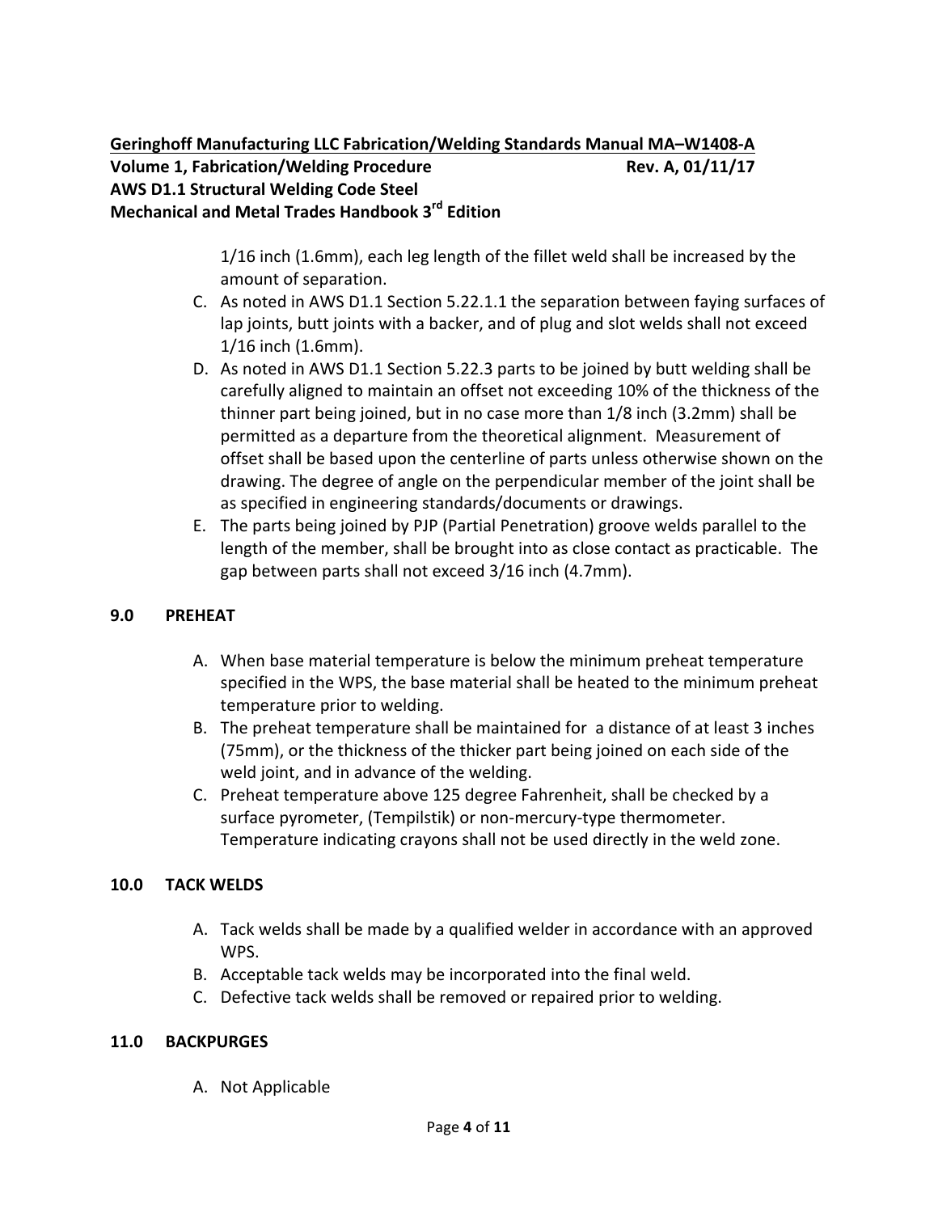1/16 inch (1.6mm), each leg length of the fillet weld shall be increased by the amount of separation.

C. As noted in AWS D1.1 Section 5.22.1.1 the separation between faying surfaces of lap joints, butt joints with a backer, and of plug and slot welds shall not exceed 1/16 inch (1.6mm).

D. As noted in AWS D1.1 Section 5.22.3 parts to be joined by butt welding shall be carefully aligned to maintain an offset not exceeding 10% of the thickness of the thinner part being joined, but in no case more than 1/8 inch (3.2mm) shall be permitted as a departure from the theoretical alignment. Measurement of offset shall be based upon the centerline of parts unless otherwise shown on the drawing. The degree of angle on the perpendicular member of the joint shall be as specified in engineering standards/documents or drawings.

E. The parts being joined by PJP (Partial Penetration) groove welds parallel to the length of the member, shall be brought into as close contact as practicable. The gap between parts shall not exceed 3/16 inch (4.7mm).

## 9.0 PREHEAT

A. When base material temperature is below the minimum preheat temperature specified in the WPS, the base material shall be heated to the minimum preheat temperature prior to welding.

B. The preheat temperature shall be maintained for a distance of at least 3 inches (75mm), or the thickness of the thicker part being joined on each side of the weld joint, and in advance of the welding.

C. Preheat temperature above 125 degree Fahrenheit, shall be checked by a surface pyrometer, (Tempilstik) or non-mercury-type thermometer. Temperature indicating crayons shall not be used directly in the weld zone.

## 10.0 TACK WELDS

A. Tack welds shall be made by a qualified welder in accordance with an approved WPS.

B. Acceptable tack welds may be incorporated into the final weld.

C. Defective tack welds shall be removed or repaired prior to welding.

## 11.0 BACKPURGES

A. Not Applicable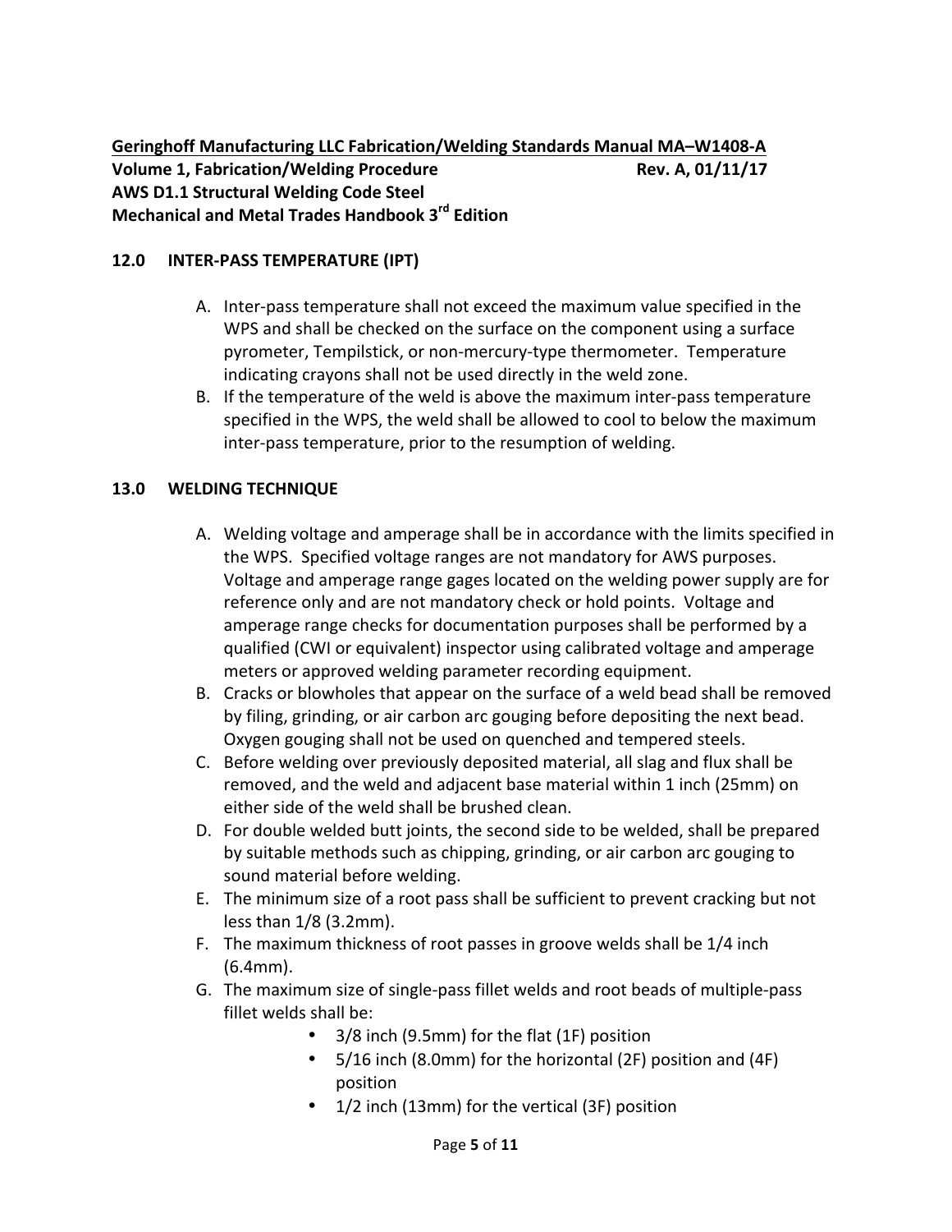**Geringhoff Manufacturing LLC Fabrication/Welding Standards Manual MA–W1408-A**
**Volume 1, Fabrication/Welding Procedure** **Rev. A, 01/11/17**
**AWS D1.1 Structural Welding Code Steel**
**Mechanical and Metal Trades Handbook 3rd Edition**

## 12.0 INTER-PASS TEMPERATURE (IPT)

A. Inter-pass temperature shall not exceed the maximum value specified in the WPS and shall be checked on the surface on the component using a surface pyrometer, Tempilstick, or non-mercury-type thermometer. Temperature indicating crayons shall not be used directly in the weld zone.

B. If the temperature of the weld is above the maximum inter-pass temperature specified in the WPS, the weld shall be allowed to cool to below the maximum inter-pass temperature, prior to the resumption of welding.

## 13.0 WELDING TECHNIQUE

A. Welding voltage and amperage shall be in accordance with the limits specified in the WPS. Specified voltage ranges are not mandatory for AWS purposes. Voltage and amperage range gages located on the welding power supply are for reference only and are not mandatory check or hold points. Voltage and amperage range checks for documentation purposes shall be performed by a qualified (CWI or equivalent) inspector using calibrated voltage and amperage meters or approved welding parameter recording equipment.

B. Cracks or blowholes that appear on the surface of a weld bead shall be removed by filing, grinding, or air carbon arc gouging before depositing the next bead. Oxygen gouging shall not be used on quenched and tempered steels.

C. Before welding over previously deposited material, all slag and flux shall be removed, and the weld and adjacent base material within 1 inch (25mm) on either side of the weld shall be brushed clean.

D. For double welded butt joints, the second side to be welded, shall be prepared by suitable methods such as chipping, grinding, or air carbon arc gouging to sound material before welding.

E. The minimum size of a root pass shall be sufficient to prevent cracking but not less than 1/8 (3.2mm).

F. The maximum thickness of root passes in groove welds shall be 1/4 inch (6.4mm).

G. The maximum size of single-pass fillet welds and root beads of multiple-pass fillet welds shall be:
   - 3/8 inch (9.5mm) for the flat (1F) position
   - 5/16 inch (8.0mm) for the horizontal (2F) position and (4F) position
   - 1/2 inch (13mm) for the vertical (3F) position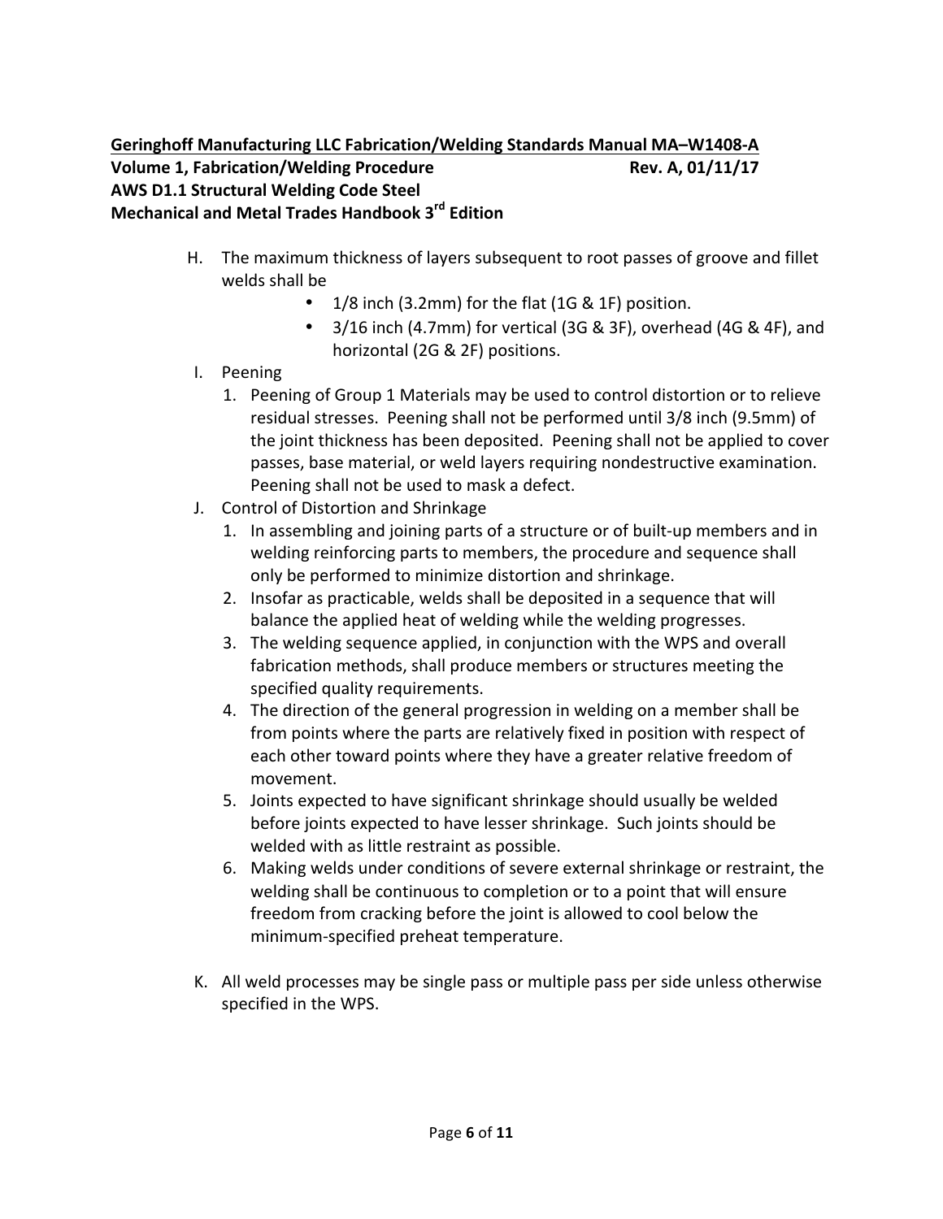H. The maximum thickness of layers subsequent to root passes of groove and fillet welds shall be

- 1/8 inch (3.2mm) for the flat (1G & 1F) position.
- 3/16 inch (4.7mm) for vertical (3G & 3F), overhead (4G & 4F), and horizontal (2G & 2F) positions.

I. Peening

1. Peening of Group 1 Materials may be used to control distortion or to relieve residual stresses. Peening shall not be performed until 3/8 inch (9.5mm) of the joint thickness has been deposited. Peening shall not be applied to cover passes, base material, or weld layers requiring nondestructive examination. Peening shall not be used to mask a defect.

J. Control of Distortion and Shrinkage

1. In assembling and joining parts of a structure or of built-up members and in welding reinforcing parts to members, the procedure and sequence shall only be performed to minimize distortion and shrinkage.
2. Insofar as practicable, welds shall be deposited in a sequence that will balance the applied heat of welding while the welding progresses.
3. The welding sequence applied, in conjunction with the WPS and overall fabrication methods, shall produce members or structures meeting the specified quality requirements.
4. The direction of the general progression in welding on a member shall be from points where the parts are relatively fixed in position with respect of each other toward points where they have a greater relative freedom of movement.
5. Joints expected to have significant shrinkage should usually be welded before joints expected to have lesser shrinkage. Such joints should be welded with as little restraint as possible.
6. Making welds under conditions of severe external shrinkage or restraint, the welding shall be continuous to completion or to a point that will ensure freedom from cracking before the joint is allowed to cool below the minimum-specified preheat temperature.

K. All weld processes may be single pass or multiple pass per side unless otherwise specified in the WPS.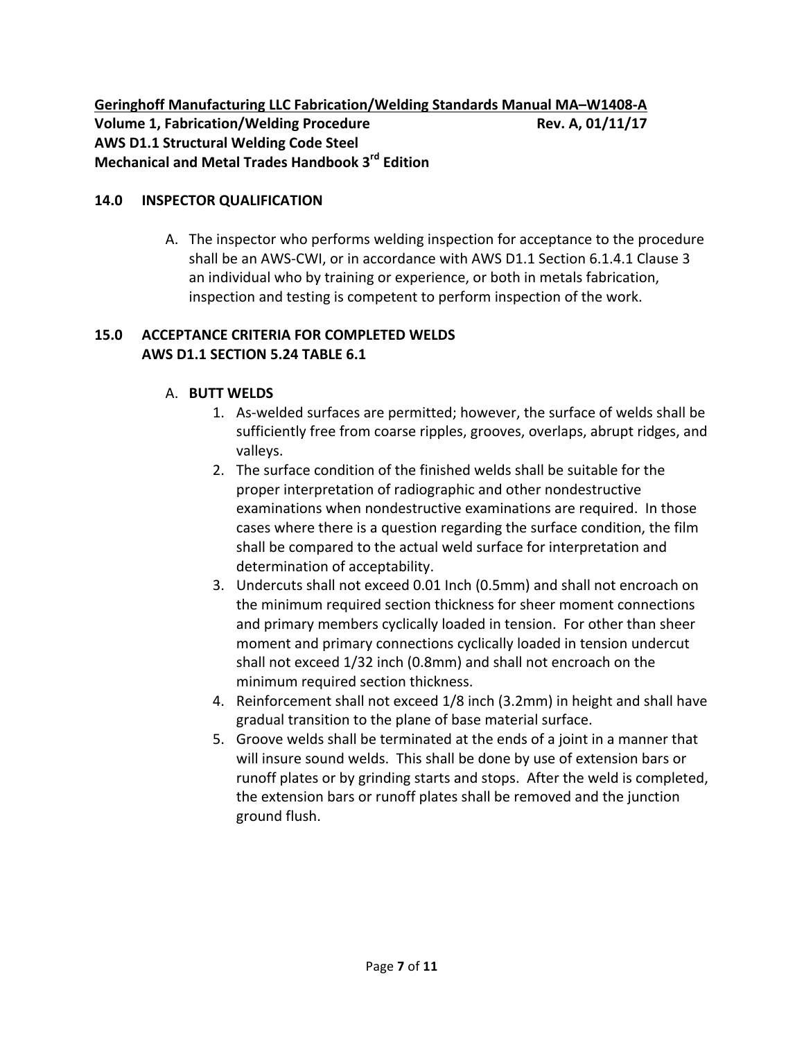**Geringhoff Manufacturing LLC Fabrication/Welding Standards Manual MA–W1408-A**
**Volume 1, Fabrication/Welding Procedure Rev. A, 01/11/17**
**AWS D1.1 Structural Welding Code Steel**
**Mechanical and Metal Trades Handbook 3rd Edition**

## 14.0 INSPECTOR QUALIFICATION

A. The inspector who performs welding inspection for acceptance to the procedure shall be an AWS-CWI, or in accordance with AWS D1.1 Section 6.1.4.1 Clause 3 an individual who by training or experience, or both in metals fabrication, inspection and testing is competent to perform inspection of the work.

## 15.0 ACCEPTANCE CRITERIA FOR COMPLETED WELDS AWS D1.1 SECTION 5.24 TABLE 6.1

A. **BUTT WELDS**

1. As-welded surfaces are permitted; however, the surface of welds shall be sufficiently free from coarse ripples, grooves, overlaps, abrupt ridges, and valleys.
2. The surface condition of the finished welds shall be suitable for the proper interpretation of radiographic and other nondestructive examinations when nondestructive examinations are required. In those cases where there is a question regarding the surface condition, the film shall be compared to the actual weld surface for interpretation and determination of acceptability.
3. Undercuts shall not exceed 0.01 Inch (0.5mm) and shall not encroach on the minimum required section thickness for sheer moment connections and primary members cyclically loaded in tension. For other than sheer moment and primary connections cyclically loaded in tension undercut shall not exceed 1/32 inch (0.8mm) and shall not encroach on the minimum required section thickness.
4. Reinforcement shall not exceed 1/8 inch (3.2mm) in height and shall have gradual transition to the plane of base material surface.
5. Groove welds shall be terminated at the ends of a joint in a manner that will insure sound welds. This shall be done by use of extension bars or runoff plates or by grinding starts and stops. After the weld is completed, the extension bars or runoff plates shall be removed and the junction ground flush.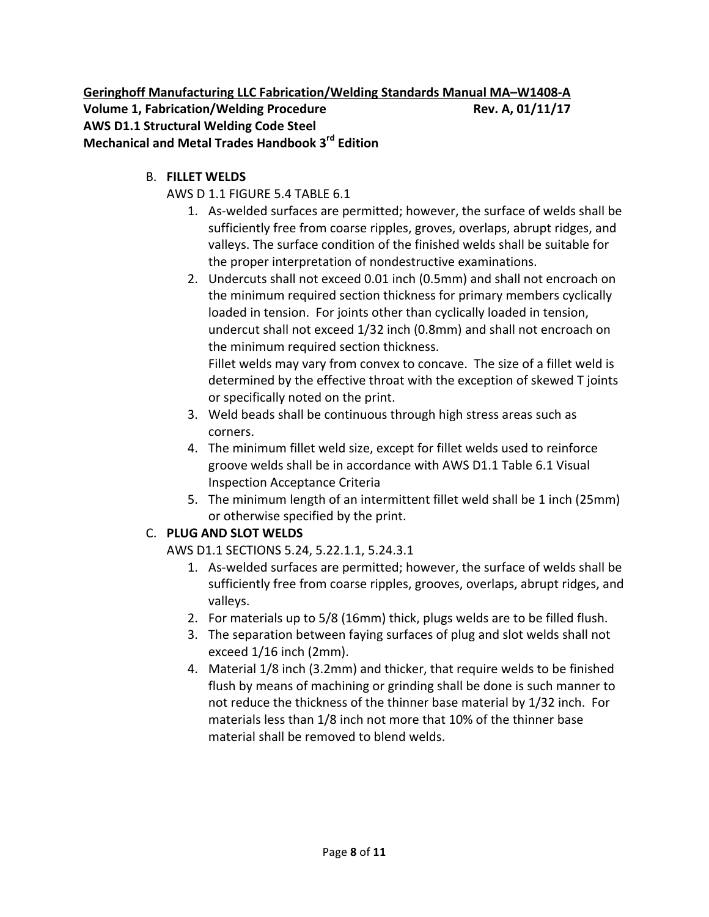**Geringhoff Manufacturing LLC Fabrication/Welding Standards Manual MA–W1408-A**
**Volume 1, Fabrication/Welding Procedure Rev. A, 01/11/17**
**AWS D1.1 Structural Welding Code Steel**
**Mechanical and Metal Trades Handbook 3rd Edition**

B. **FILLET WELDS**

AWS D 1.1 FIGURE 5.4 TABLE 6.1

1. As-welded surfaces are permitted; however, the surface of welds shall be sufficiently free from coarse ripples, groves, overlaps, abrupt ridges, and valleys. The surface condition of the finished welds shall be suitable for the proper interpretation of nondestructive examinations.
2. Undercuts shall not exceed 0.01 inch (0.5mm) and shall not encroach on the minimum required section thickness for primary members cyclically loaded in tension. For joints other than cyclically loaded in tension, undercut shall not exceed 1/32 inch (0.8mm) and shall not encroach on the minimum required section thickness.
   Fillet welds may vary from convex to concave. The size of a fillet weld is determined by the effective throat with the exception of skewed T joints or specifically noted on the print.
3. Weld beads shall be continuous through high stress areas such as corners.
4. The minimum fillet weld size, except for fillet welds used to reinforce groove welds shall be in accordance with AWS D1.1 Table 6.1 Visual Inspection Acceptance Criteria
5. The minimum length of an intermittent fillet weld shall be 1 inch (25mm) or otherwise specified by the print.

C. **PLUG AND SLOT WELDS**

AWS D1.1 SECTIONS 5.24, 5.22.1.1, 5.24.3.1

1. As-welded surfaces are permitted; however, the surface of welds shall be sufficiently free from coarse ripples, grooves, overlaps, abrupt ridges, and valleys.
2. For materials up to 5/8 (16mm) thick, plugs welds are to be filled flush.
3. The separation between faying surfaces of plug and slot welds shall not exceed 1/16 inch (2mm).
4. Material 1/8 inch (3.2mm) and thicker, that require welds to be finished flush by means of machining or grinding shall be done is such manner to not reduce the thickness of the thinner base material by 1/32 inch. For materials less than 1/8 inch not more that 10% of the thinner base material shall be removed to blend welds.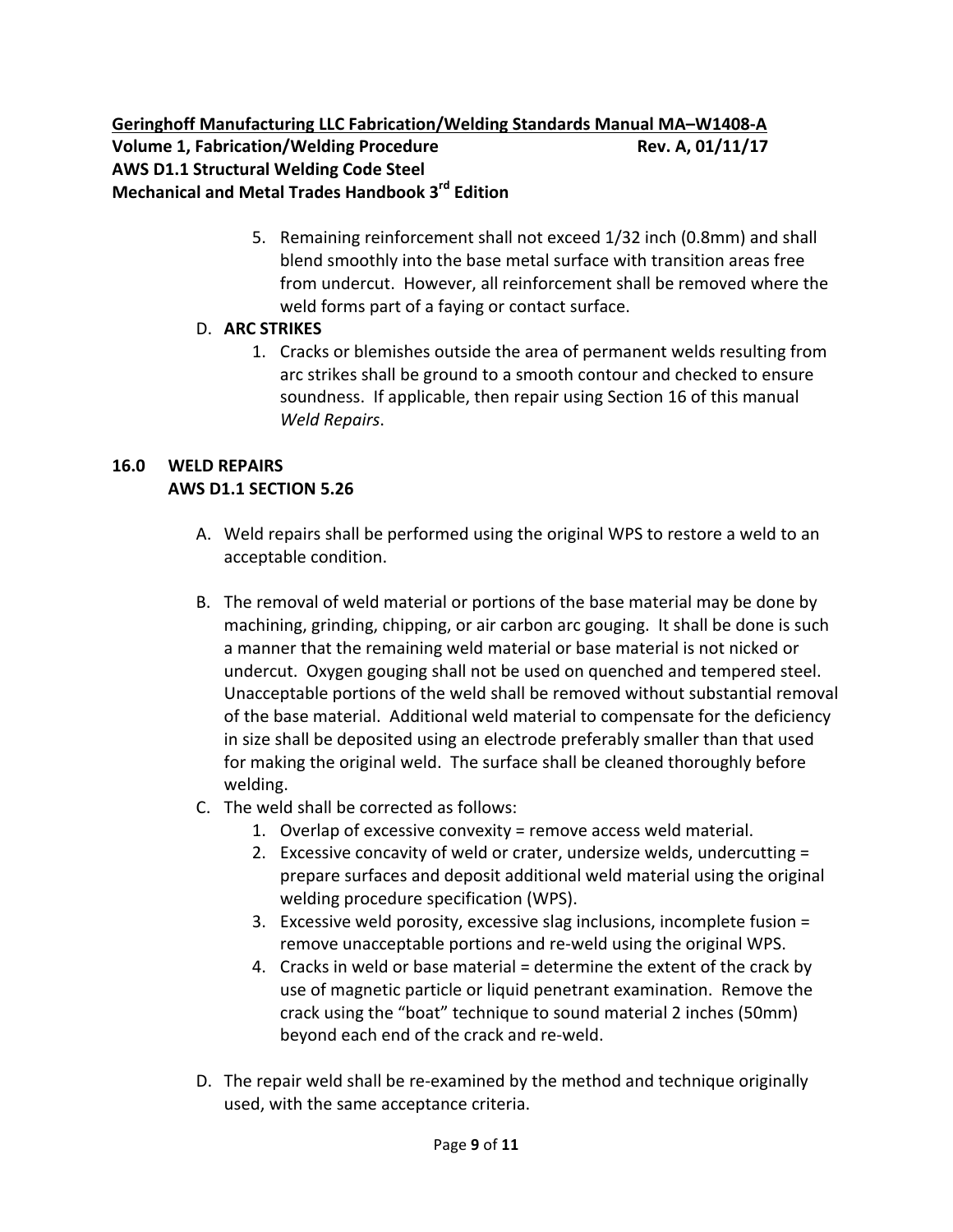5. Remaining reinforcement shall not exceed 1/32 inch (0.8mm) and shall blend smoothly into the base metal surface with transition areas free from undercut. However, all reinforcement shall be removed where the weld forms part of a faying or contact surface.

D. **ARC STRIKES**

1. Cracks or blemishes outside the area of permanent welds resulting from arc strikes shall be ground to a smooth contour and checked to ensure soundness. If applicable, then repair using Section 16 of this manual *Weld Repairs*.

## 16.0 WELD REPAIRS
## AWS D1.1 SECTION 5.26

A. Weld repairs shall be performed using the original WPS to restore a weld to an acceptable condition.

B. The removal of weld material or portions of the base material may be done by machining, grinding, chipping, or air carbon arc gouging. It shall be done is such a manner that the remaining weld material or base material is not nicked or undercut. Oxygen gouging shall not be used on quenched and tempered steel. Unacceptable portions of the weld shall be removed without substantial removal of the base material. Additional weld material to compensate for the deficiency in size shall be deposited using an electrode preferably smaller than that used for making the original weld. The surface shall be cleaned thoroughly before welding.

C. The weld shall be corrected as follows:

1. Overlap of excessive convexity = remove access weld material.
2. Excessive concavity of weld or crater, undersize welds, undercutting = prepare surfaces and deposit additional weld material using the original welding procedure specification (WPS).
3. Excessive weld porosity, excessive slag inclusions, incomplete fusion = remove unacceptable portions and re-weld using the original WPS.
4. Cracks in weld or base material = determine the extent of the crack by use of magnetic particle or liquid penetrant examination. Remove the crack using the "boat" technique to sound material 2 inches (50mm) beyond each end of the crack and re-weld.

D. The repair weld shall be re-examined by the method and technique originally used, with the same acceptance criteria.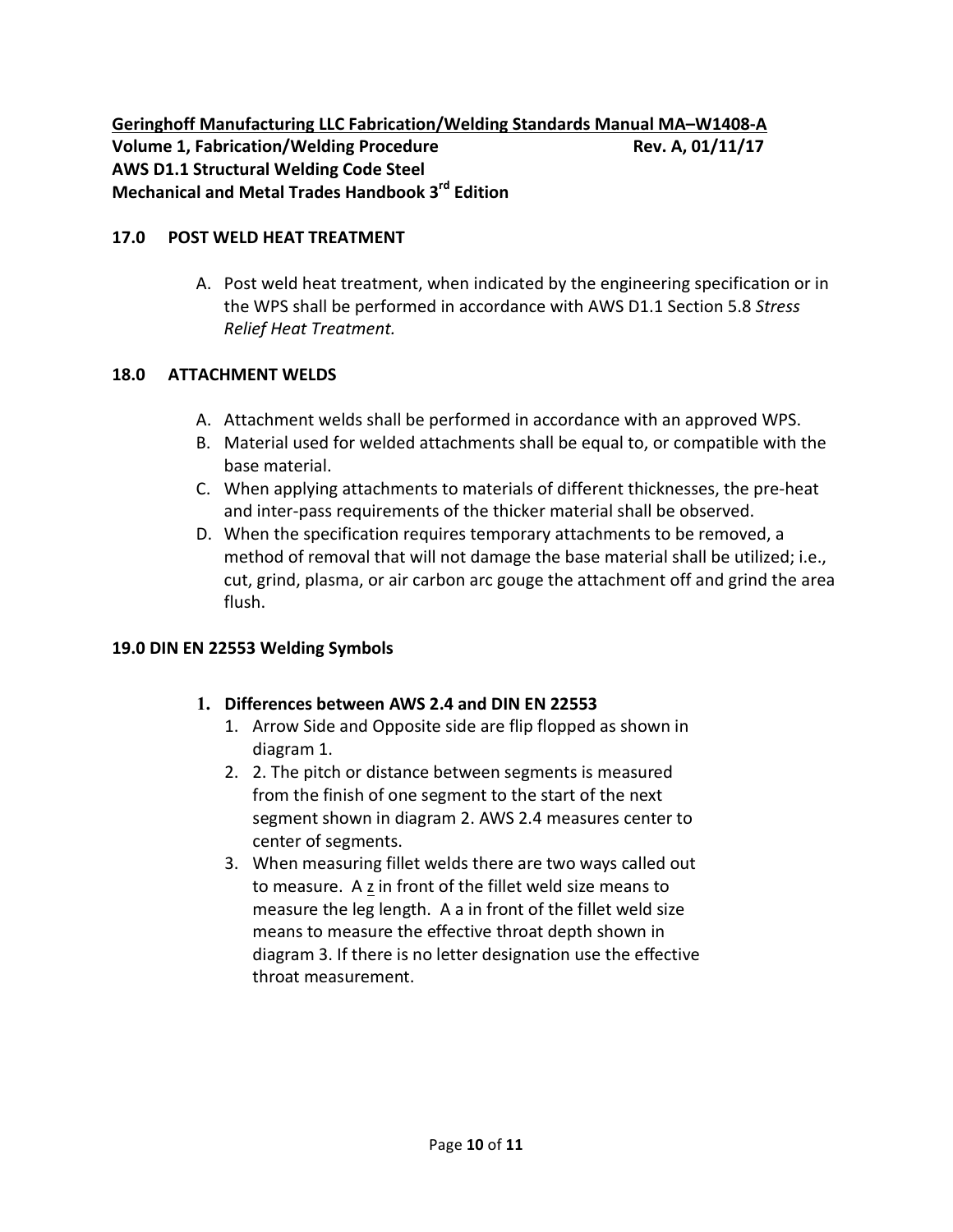# 17.0 POST WELD HEAT TREATMENT

A. Post weld heat treatment, when indicated by the engineering specification or in the WPS shall be performed in accordance with AWS D1.1 Section 5.8 *Stress Relief Heat Treatment.*

# 18.0 ATTACHMENT WELDS

A. Attachment welds shall be performed in accordance with an approved WPS.
B. Material used for welded attachments shall be equal to, or compatible with the base material.
C. When applying attachments to materials of different thicknesses, the pre-heat and inter-pass requirements of the thicker material shall be observed.
D. When the specification requires temporary attachments to be removed, a method of removal that will not damage the base material shall be utilized; i.e., cut, grind, plasma, or air carbon arc gouge the attachment off and grind the area flush.

# 19.0 DIN EN 22553 Welding Symbols

1. **Differences between AWS 2.4 and DIN EN 22553**
   1. Arrow Side and Opposite side are flip flopped as shown in diagram 1.
   2. 2. The pitch or distance between segments is measured from the finish of one segment to the start of the next segment shown in diagram 2. AWS 2.4 measures center to center of segments.
   3. When measuring fillet welds there are two ways called out to measure. A z in front of the fillet weld size means to measure the leg length. A a in front of the fillet weld size means to measure the effective throat depth shown in diagram 3. If there is no letter designation use the effective throat measurement.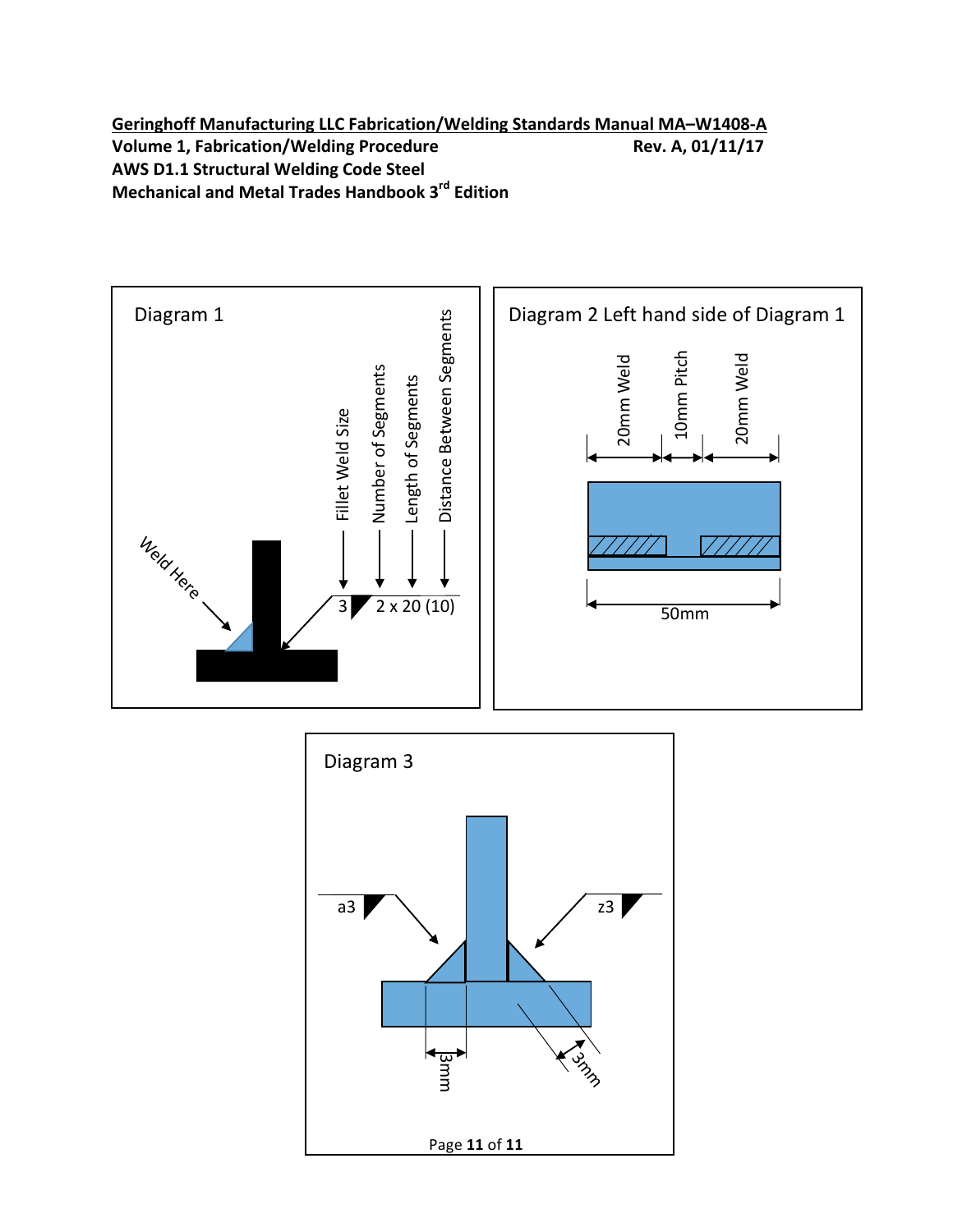**Geringhoff Manufacturing LLC Fabrication/Welding Standards Manual MA–W1408-A**
**Volume 1, Fabrication/Welding Procedure** **Rev. A, 01/11/17**
**AWS D1.1 Structural Welding Code Steel**
**Mechanical and Metal Trades Handbook 3rd Edition**

Diagram 1

Weld Here

Fillet Weld Size

Number of Segments

Length of Segments

Distance Between Segments

3 2 x 20 (10)

Diagram 2 Left hand side of Diagram 1

20mm Weld

10mm Pitch

20mm Weld

50mm

Diagram 3

a3

z3

3mm

3mm